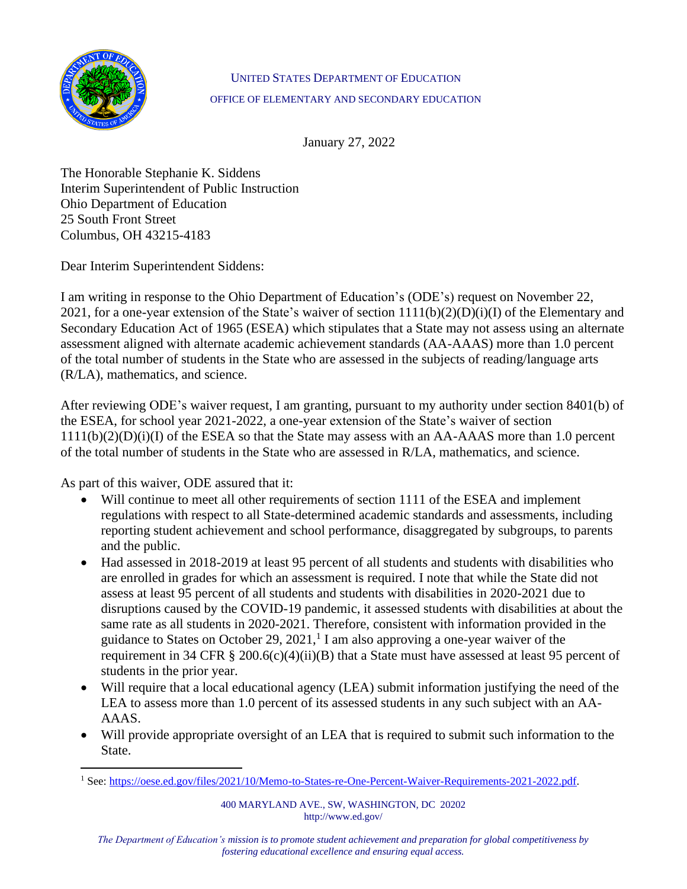UNITED STATES DEPARTMENT OF EDUCATION

OFFICE OF ELEMENTARY AND SECONDARY EDUCATION

January 27, 2022

The Honorable Stephanie K. Siddens
Interim Superintendent of Public Instruction
Ohio Department of Education
25 South Front Street
Columbus, OH 43215-4183

Dear Interim Superintendent Siddens:

I am writing in response to the Ohio Department of Education's (ODE's) request on November 22, 2021, for a one-year extension of the State's waiver of section 1111(b)(2)(D)(i)(I) of the Elementary and Secondary Education Act of 1965 (ESEA) which stipulates that a State may not assess using an alternate assessment aligned with alternate academic achievement standards (AA-AAAS) more than 1.0 percent of the total number of students in the State who are assessed in the subjects of reading/language arts (R/LA), mathematics, and science.

After reviewing ODE's waiver request, I am granting, pursuant to my authority under section 8401(b) of the ESEA, for school year 2021-2022, a one-year extension of the State's waiver of section 1111(b)(2)(D)(i)(I) of the ESEA so that the State may assess with an AA-AAAS more than 1.0 percent of the total number of students in the State who are assessed in R/LA, mathematics, and science.

As part of this waiver, ODE assured that it:

- Will continue to meet all other requirements of section 1111 of the ESEA and implement regulations with respect to all State-determined academic standards and assessments, including reporting student achievement and school performance, disaggregated by subgroups, to parents and the public.
- Had assessed in 2018-2019 at least 95 percent of all students and students with disabilities who are enrolled in grades for which an assessment is required. I note that while the State did not assess at least 95 percent of all students and students with disabilities in 2020-2021 due to disruptions caused by the COVID-19 pandemic, it assessed students with disabilities at about the same rate as all students in 2020-2021. Therefore, consistent with information provided in the guidance to States on October 29, 2021,[1] I am also approving a one-year waiver of the requirement in 34 CFR § 200.6(c)(4)(ii)(B) that a State must have assessed at least 95 percent of students in the prior year.
- Will require that a local educational agency (LEA) submit information justifying the need of the LEA to assess more than 1.0 percent of its assessed students in any such subject with an AA-AAAS.
- Will provide appropriate oversight of an LEA that is required to submit such information to the State.

[1] See: https://oese.ed.gov/files/2021/10/Memo-to-States-re-One-Percent-Waiver-Requirements-2021-2022.pdf.

400 MARYLAND AVE., SW, WASHINGTON, DC 20202
http://www.ed.gov/

*The Department of Education's mission is to promote student achievement and preparation for global competitiveness by fostering educational excellence and ensuring equal access.*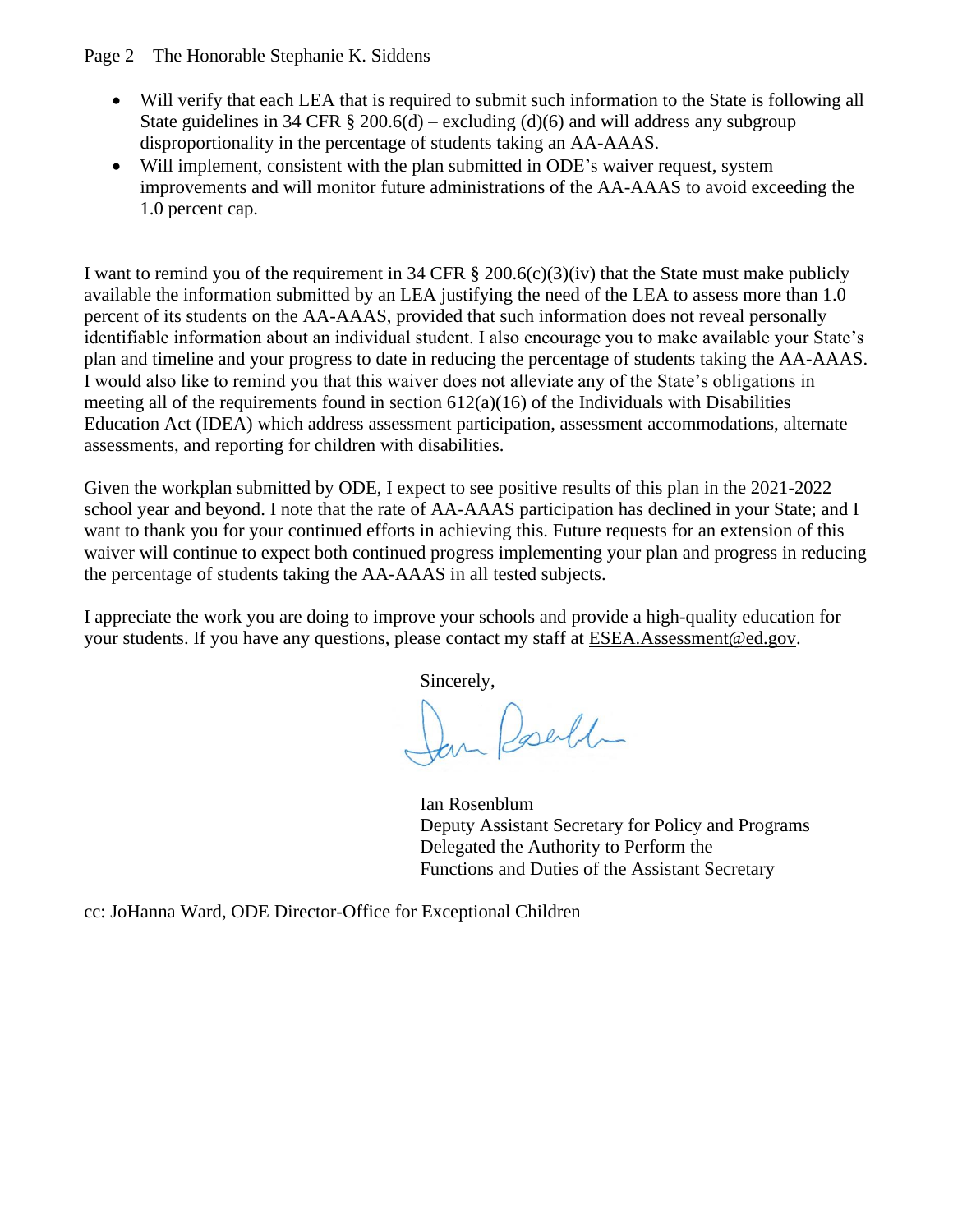- Will verify that each LEA that is required to submit such information to the State is following all State guidelines in 34 CFR § 200.6(d) – excluding (d)(6) and will address any subgroup disproportionality in the percentage of students taking an AA-AAAS.
- Will implement, consistent with the plan submitted in ODE's waiver request, system improvements and will monitor future administrations of the AA-AAAS to avoid exceeding the 1.0 percent cap.

I want to remind you of the requirement in 34 CFR § 200.6(c)(3)(iv) that the State must make publicly available the information submitted by an LEA justifying the need of the LEA to assess more than 1.0 percent of its students on the AA-AAAS, provided that such information does not reveal personally identifiable information about an individual student. I also encourage you to make available your State's plan and timeline and your progress to date in reducing the percentage of students taking the AA-AAAS. I would also like to remind you that this waiver does not alleviate any of the State's obligations in meeting all of the requirements found in section 612(a)(16) of the Individuals with Disabilities Education Act (IDEA) which address assessment participation, assessment accommodations, alternate assessments, and reporting for children with disabilities.

Given the workplan submitted by ODE, I expect to see positive results of this plan in the 2021-2022 school year and beyond. I note that the rate of AA-AAAS participation has declined in your State; and I want to thank you for your continued efforts in achieving this. Future requests for an extension of this waiver will continue to expect both continued progress implementing your plan and progress in reducing the percentage of students taking the AA-AAAS in all tested subjects.

I appreciate the work you are doing to improve your schools and provide a high-quality education for your students. If you have any questions, please contact my staff at ESEA.Assessment@ed.gov.

Sincerely,

Ian Rosenblum
Deputy Assistant Secretary for Policy and Programs
Delegated the Authority to Perform the
Functions and Duties of the Assistant Secretary

cc: JoHanna Ward, ODE Director-Office for Exceptional Children